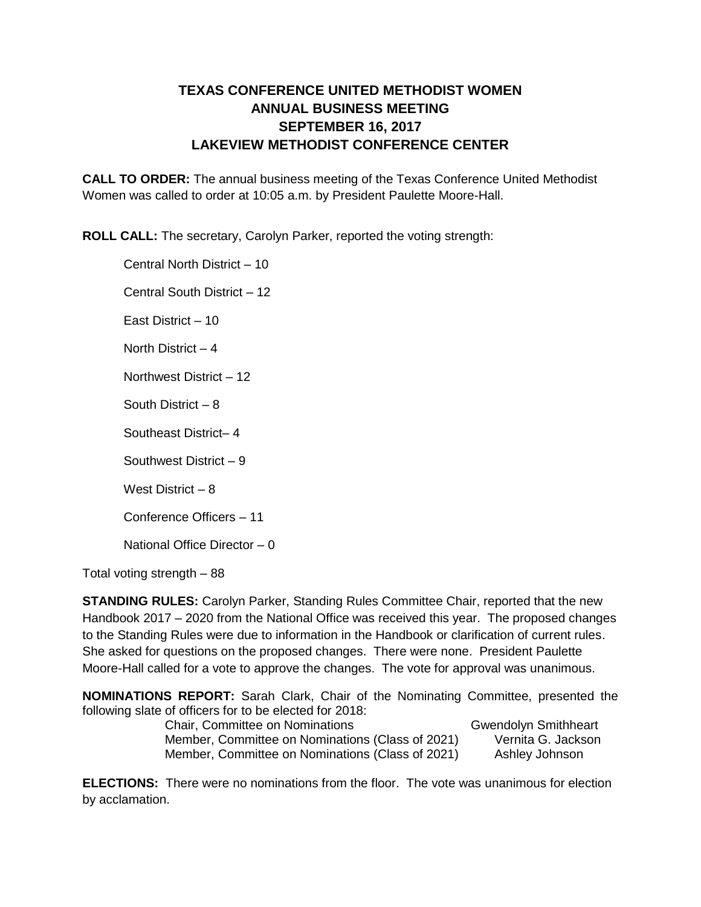# TEXAS CONFERENCE UNITED METHODIST WOMEN
## ANNUAL BUSINESS MEETING
## SEPTEMBER 16, 2017
## LAKEVIEW METHODIST CONFERENCE CENTER

**CALL TO ORDER:** The annual business meeting of the Texas Conference United Methodist Women was called to order at 10:05 a.m. by President Paulette Moore-Hall.

**ROLL CALL:** The secretary, Carolyn Parker, reported the voting strength:

Central North District – 10

Central South District – 12

East District – 10

North District – 4

Northwest District – 12

South District – 8

Southeast District– 4

Southwest District – 9

West District – 8

Conference Officers – 11

National Office Director – 0

Total voting strength – 88

**STANDING RULES:** Carolyn Parker, Standing Rules Committee Chair, reported that the new Handbook 2017 – 2020 from the National Office was received this year. The proposed changes to the Standing Rules were due to information in the Handbook or clarification of current rules. She asked for questions on the proposed changes. There were none. President Paulette Moore-Hall called for a vote to approve the changes. The vote for approval was unanimous.

**NOMINATIONS REPORT:** Sarah Clark, Chair of the Nominating Committee, presented the following slate of officers for to be elected for 2018:

| | |
|---|---|
| Chair, Committee on Nominations | Gwendolyn Smithheart |
| Member, Committee on Nominations (Class of 2021) | Vernita G. Jackson |
| Member, Committee on Nominations (Class of 2021) | Ashley Johnson |

**ELECTIONS:** There were no nominations from the floor. The vote was unanimous for election by acclamation.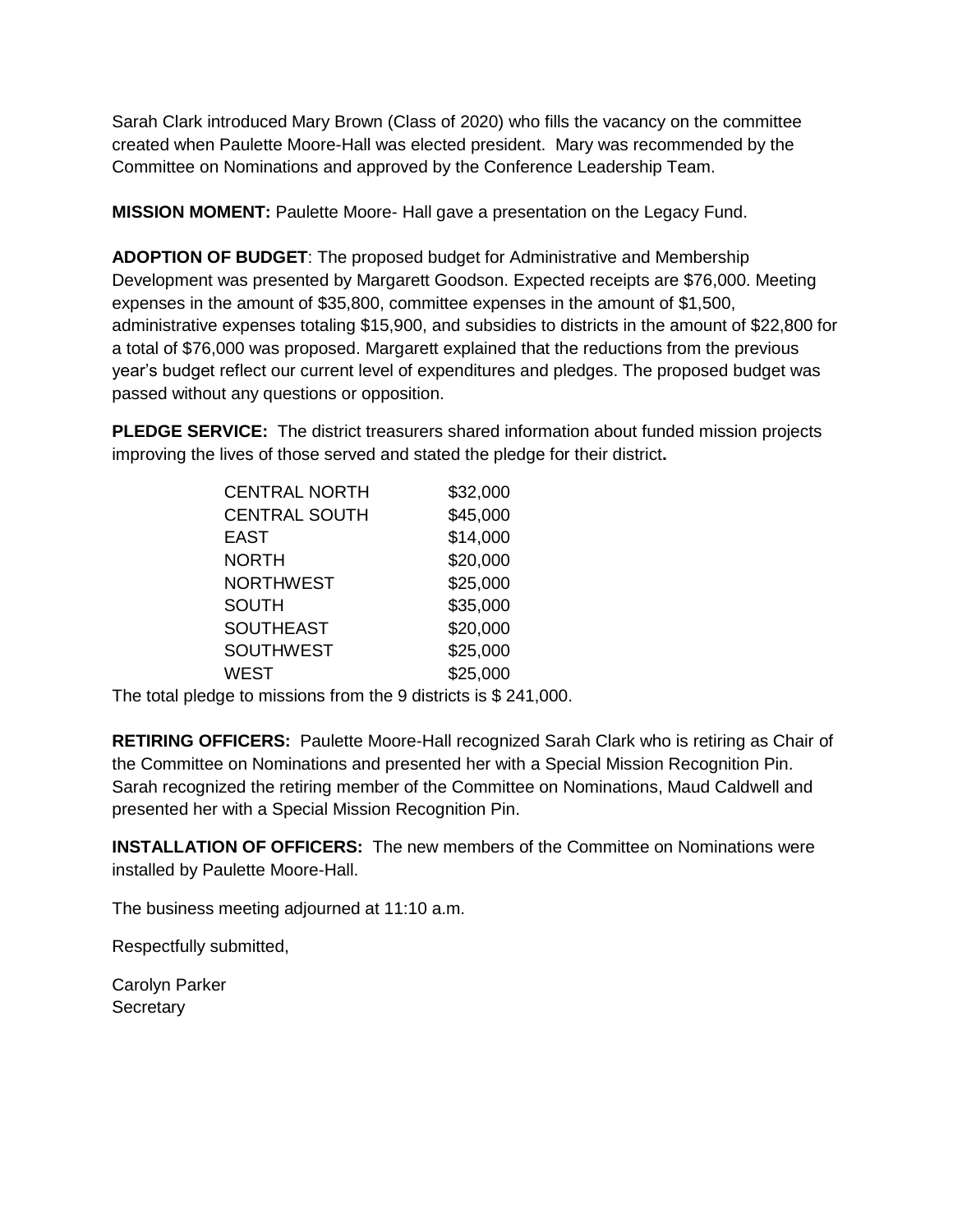Sarah Clark introduced Mary Brown (Class of 2020) who fills the vacancy on the committee created when Paulette Moore-Hall was elected president. Mary was recommended by the Committee on Nominations and approved by the Conference Leadership Team.

**MISSION MOMENT:** Paulette Moore- Hall gave a presentation on the Legacy Fund.

**ADOPTION OF BUDGET**: The proposed budget for Administrative and Membership Development was presented by Margarett Goodson. Expected receipts are $76,000. Meeting expenses in the amount of $35,800, committee expenses in the amount of $1,500, administrative expenses totaling $15,900, and subsidies to districts in the amount of $22,800 for a total of $76,000 was proposed. Margarett explained that the reductions from the previous year's budget reflect our current level of expenditures and pledges. The proposed budget was passed without any questions or opposition.

**PLEDGE SERVICE:** The district treasurers shared information about funded mission projects improving the lives of those served and stated the pledge for their district**.**

| | |
|---|---|
| CENTRAL NORTH | $32,000 |
| CENTRAL SOUTH | $45,000 |
| EAST | $14,000 |
| NORTH | $20,000 |
| NORTHWEST | $25,000 |
| SOUTH | $35,000 |
| SOUTHEAST | $20,000 |
| SOUTHWEST | $25,000 |
| WEST | $25,000 |

The total pledge to missions from the 9 districts is $ 241,000.

**RETIRING OFFICERS:** Paulette Moore-Hall recognized Sarah Clark who is retiring as Chair of the Committee on Nominations and presented her with a Special Mission Recognition Pin. Sarah recognized the retiring member of the Committee on Nominations, Maud Caldwell and presented her with a Special Mission Recognition Pin.

**INSTALLATION OF OFFICERS:** The new members of the Committee on Nominations were installed by Paulette Moore-Hall.

The business meeting adjourned at 11:10 a.m.

Respectfully submitted,

Carolyn Parker
Secretary